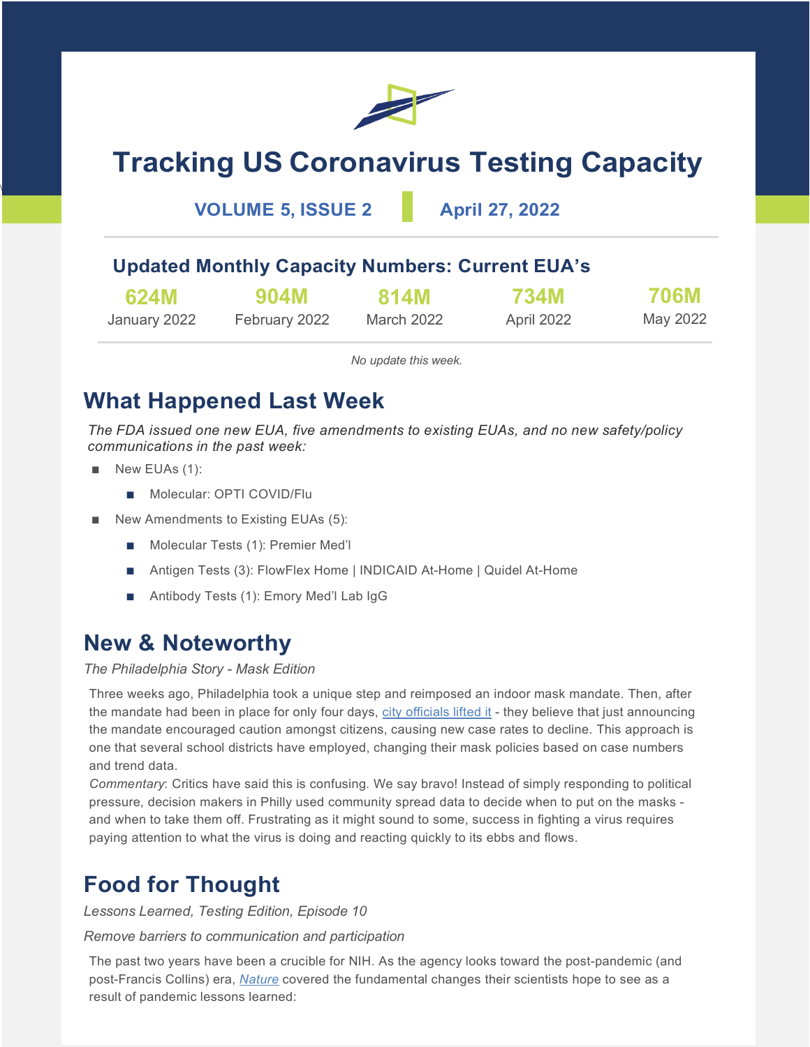# Tracking US Coronavirus Testing Capacity

**VOLUME 5, ISSUE 2** | **April 27, 2022**

## Updated Monthly Capacity Numbers: Current EUA's

| 624M | 904M | 814M | 734M | 706M |
|---|---|---|---|---|
| January 2022 | February 2022 | March 2022 | April 2022 | May 2022 |

*No update this week.*

## What Happened Last Week

*The FDA issued one new EUA, five amendments to existing EUAs, and no new safety/policy communications in the past week:*

- New EUAs (1):
  - Molecular: OPTI COVID/Flu
- New Amendments to Existing EUAs (5):
  - Molecular Tests (1): Premier Med'l
  - Antigen Tests (3): FlowFlex Home | INDICAID At-Home | Quidel At-Home
  - Antibody Tests (1): Emory Med'l Lab IgG

## New & Noteworthy

*The Philadelphia Story - Mask Edition*

Three weeks ago, Philadelphia took a unique step and reimposed an indoor mask mandate. Then, after the mandate had been in place for only four days, city officials lifted it - they believe that just announcing the mandate encouraged caution amongst citizens, causing new case rates to decline. This approach is one that several school districts have employed, changing their mask policies based on case numbers and trend data.

*Commentary*: Critics have said this is confusing. We say bravo! Instead of simply responding to political pressure, decision makers in Philly used community spread data to decide when to put on the masks - and when to take them off. Frustrating as it might sound to some, success in fighting a virus requires paying attention to what the virus is doing and reacting quickly to its ebbs and flows.

## Food for Thought

*Lessons Learned, Testing Edition, Episode 10*

*Remove barriers to communication and participation*

The past two years have been a crucible for NIH. As the agency looks toward the post-pandemic (and post-Francis Collins) era, *Nature* covered the fundamental changes their scientists hope to see as a result of pandemic lessons learned: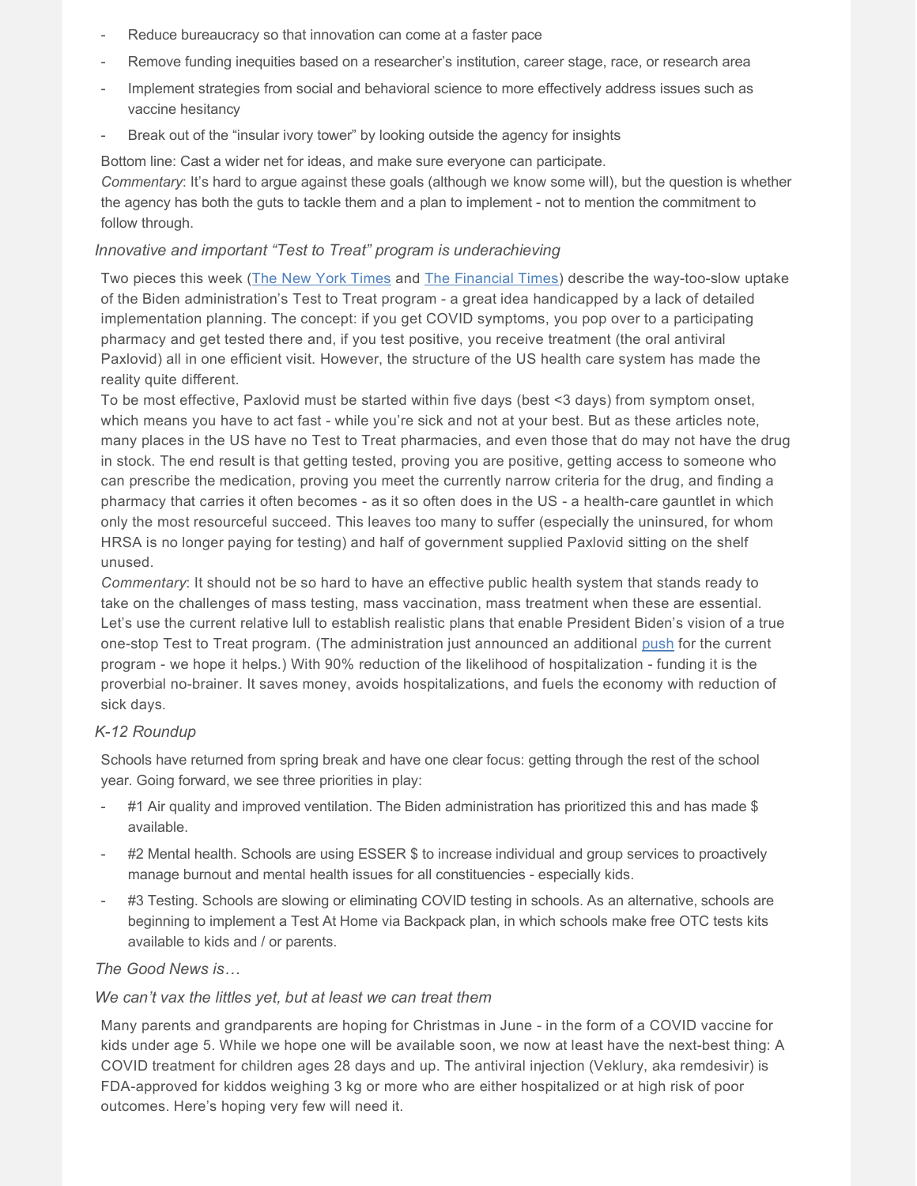- Reduce bureaucracy so that innovation can come at a faster pace
- Remove funding inequities based on a researcher's institution, career stage, race, or research area
- Implement strategies from social and behavioral science to more effectively address issues such as vaccine hesitancy
- Break out of the "insular ivory tower" by looking outside the agency for insights

Bottom line: Cast a wider net for ideas, and make sure everyone can participate.

*Commentary*: It's hard to argue against these goals (although we know some will), but the question is whether the agency has both the guts to tackle them and a plan to implement - not to mention the commitment to follow through.

*Innovative and important "Test to Treat" program is underachieving*

Two pieces this week (The New York Times and The Financial Times) describe the way-too-slow uptake of the Biden administration's Test to Treat program - a great idea handicapped by a lack of detailed implementation planning. The concept: if you get COVID symptoms, you pop over to a participating pharmacy and get tested there and, if you test positive, you receive treatment (the oral antiviral Paxlovid) all in one efficient visit. However, the structure of the US health care system has made the reality quite different.

To be most effective, Paxlovid must be started within five days (best <3 days) from symptom onset, which means you have to act fast - while you're sick and not at your best. But as these articles note, many places in the US have no Test to Treat pharmacies, and even those that do may not have the drug in stock. The end result is that getting tested, proving you are positive, getting access to someone who can prescribe the medication, proving you meet the currently narrow criteria for the drug, and finding a pharmacy that carries it often becomes - as it so often does in the US - a health-care gauntlet in which only the most resourceful succeed. This leaves too many to suffer (especially the uninsured, for whom HRSA is no longer paying for testing) and half of government supplied Paxlovid sitting on the shelf unused.

*Commentary*: It should not be so hard to have an effective public health system that stands ready to take on the challenges of mass testing, mass vaccination, mass treatment when these are essential. Let's use the current relative lull to establish realistic plans that enable President Biden's vision of a true one-stop Test to Treat program. (The administration just announced an additional push for the current program - we hope it helps.) With 90% reduction of the likelihood of hospitalization - funding it is the proverbial no-brainer. It saves money, avoids hospitalizations, and fuels the economy with reduction of sick days.

*K-12 Roundup*

Schools have returned from spring break and have one clear focus: getting through the rest of the school year. Going forward, we see three priorities in play:

- #1 Air quality and improved ventilation. The Biden administration has prioritized this and has made $ available.
- #2 Mental health. Schools are using ESSER $ to increase individual and group services to proactively manage burnout and mental health issues for all constituencies - especially kids.
- #3 Testing. Schools are slowing or eliminating COVID testing in schools. As an alternative, schools are beginning to implement a Test At Home via Backpack plan, in which schools make free OTC tests kits available to kids and / or parents.

*The Good News is…*

*We can't vax the littles yet, but at least we can treat them*

Many parents and grandparents are hoping for Christmas in June - in the form of a COVID vaccine for kids under age 5. While we hope one will be available soon, we now at least have the next-best thing: A COVID treatment for children ages 28 days and up. The antiviral injection (Veklury, aka remdesivir) is FDA-approved for kiddos weighing 3 kg or more who are either hospitalized or at high risk of poor outcomes. Here's hoping very few will need it.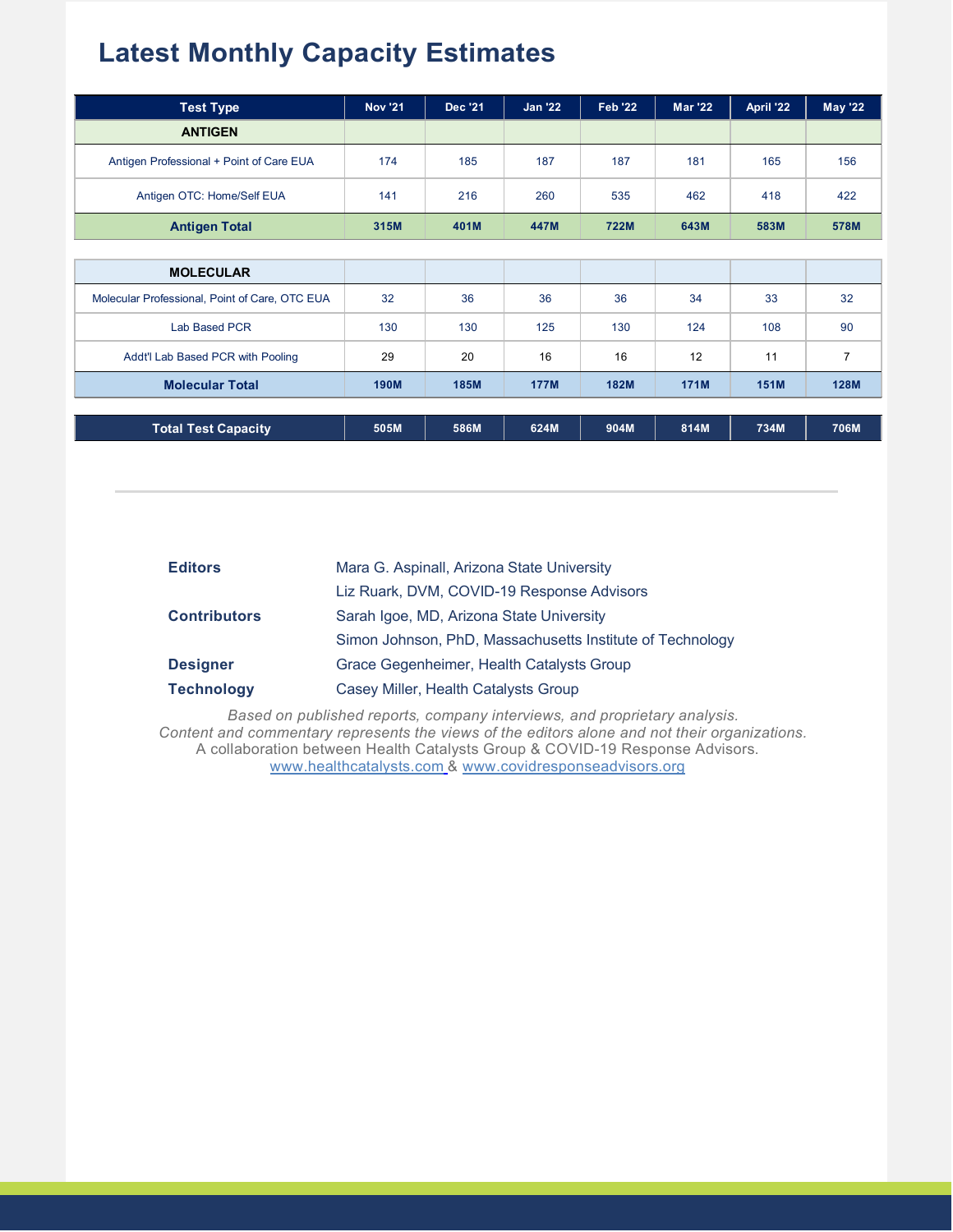# Latest Monthly Capacity Estimates

| Test Type | Nov '21 | Dec '21 | Jan '22 | Feb '22 | Mar '22 | April '22 | May '22 |
|---|---|---|---|---|---|---|---|
| **ANTIGEN** | | | | | | | |
| Antigen Professional + Point of Care EUA | 174 | 185 | 187 | 187 | 181 | 165 | 156 |
| Antigen OTC: Home/Self EUA | 141 | 216 | 260 | 535 | 462 | 418 | 422 |
| **Antigen Total** | **315M** | **401M** | **447M** | **722M** | **643M** | **583M** | **578M** |
| **MOLECULAR** | | | | | | | |
| Molecular Professional, Point of Care, OTC EUA | 32 | 36 | 36 | 36 | 34 | 33 | 32 |
| Lab Based PCR | 130 | 130 | 125 | 130 | 124 | 108 | 90 |
| Addt'l Lab Based PCR with Pooling | 29 | 20 | 16 | 16 | 12 | 11 | 7 |
| **Molecular Total** | **190M** | **185M** | **177M** | **182M** | **171M** | **151M** | **128M** |
| **Total Test Capacity** | **505M** | **586M** | **624M** | **904M** | **814M** | **734M** | **706M** |

---

**Editors** Mara G. Aspinall, Arizona State University
Liz Ruark, DVM, COVID-19 Response Advisors

**Contributors** Sarah Igoe, MD, Arizona State University
Simon Johnson, PhD, Massachusetts Institute of Technology

**Designer** Grace Gegenheimer, Health Catalysts Group

**Technology** Casey Miller, Health Catalysts Group

*Based on published reports, company interviews, and proprietary analysis.*
*Content and commentary represents the views of the editors alone and not their organizations.*
A collaboration between Health Catalysts Group & COVID-19 Response Advisors.
www.healthcatalysts.com & www.covidresponseadvisors.org